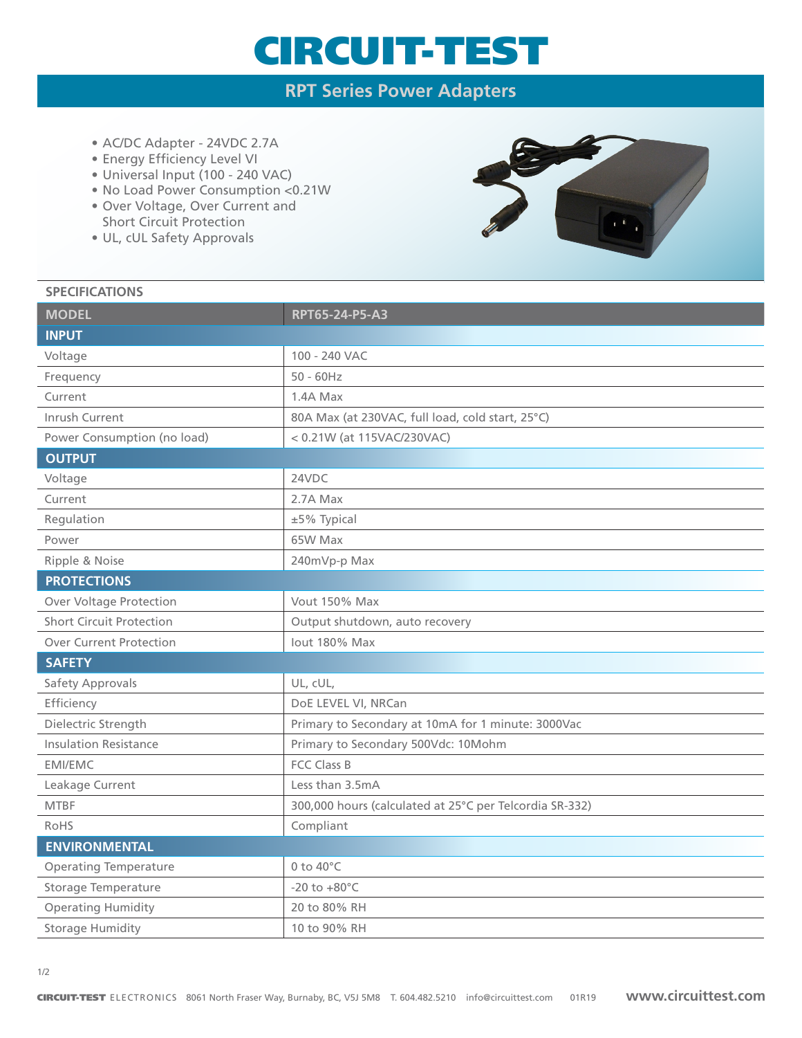# CIRCUIT-TEST

## RPT Series Power Adapters

- AC/DC Adapter - 24VDC 2.7A
- Energy Efficiency Level VI
- Universal Input (100 - 240 VAC)
- No Load Power Consumption <0.21W
- Over Voltage, Over Current and Short Circuit Protection
- UL, cUL Safety Approvals

### SPECIFICATIONS

| MODEL | RPT65-24-P5-A3 |
|---|---|
| **INPUT** | |
| Voltage | 100 - 240 VAC |
| Frequency | 50 - 60Hz |
| Current | 1.4A Max |
| Inrush Current | 80A Max (at 230VAC, full load, cold start, 25°C) |
| Power Consumption (no load) | < 0.21W (at 115VAC/230VAC) |
| **OUTPUT** | |
| Voltage | 24VDC |
| Current | 2.7A Max |
| Regulation | ±5% Typical |
| Power | 65W Max |
| Ripple & Noise | 240mVp-p Max |
| **PROTECTIONS** | |
| Over Voltage Protection | Vout 150% Max |
| Short Circuit Protection | Output shutdown, auto recovery |
| Over Current Protection | Iout 180% Max |
| **SAFETY** | |
| Safety Approvals | UL, cUL, |
| Efficiency | DoE LEVEL VI, NRCan |
| Dielectric Strength | Primary to Secondary at 10mA for 1 minute: 3000Vac |
| Insulation Resistance | Primary to Secondary 500Vdc: 10Mohm |
| EMI/EMC | FCC Class B |
| Leakage Current | Less than 3.5mA |
| MTBF | 300,000 hours (calculated at 25°C per Telcordia SR-332) |
| RoHS | Compliant |
| **ENVIRONMENTAL** | |
| Operating Temperature | 0 to 40°C |
| Storage Temperature | -20 to +80°C |
| Operating Humidity | 20 to 80% RH |
| Storage Humidity | 10 to 90% RH |

CIRCUIT-TEST ELECTRONICS 8061 North Fraser Way, Burnaby, BC, V5J 5M8 T. 604.482.5210 info@circuittest.com 01R19 www.circuittest.com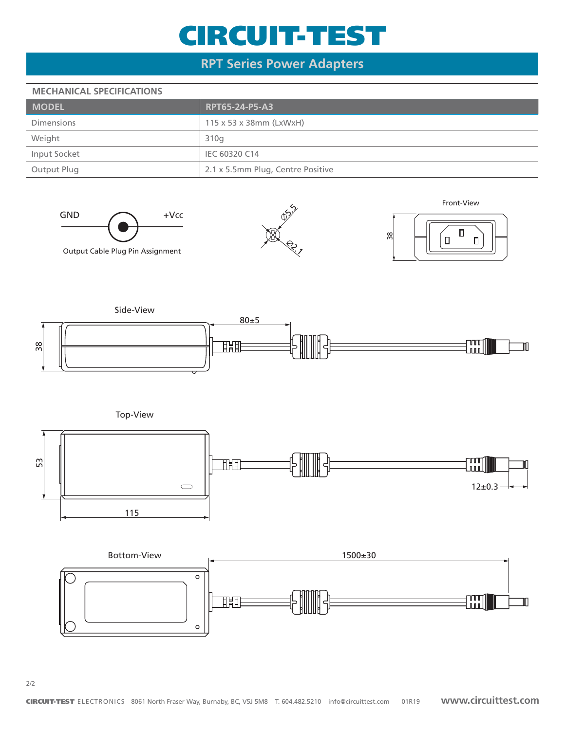# CIRCUIT-TEST

## RPT Series Power Adapters

### MECHANICAL SPECIFICATIONS

| MODEL | RPT65-24-P5-A3 |
| --- | --- |
| Dimensions | 115 x 53 x 38mm (LxWxH) |
| Weight | 310g |
| Input Socket | IEC 60320 C14 |
| Output Plug | 2.1 x 5.5mm Plug, Centre Positive |

GND

+Vcc

Output Cable Plug Pin Assignment

Ø5.5

Ø2.1

Front-View

38

Side-View

38

80±5

Top-View

53

115

12±0.3

Bottom-View

1500±30

CIRCUIT-TEST ELECTRONICS 8061 North Fraser Way, Burnaby, BC, V5J 5M8 T. 604.482.5210 info@circuittest.com 01R19 www.circuittest.com